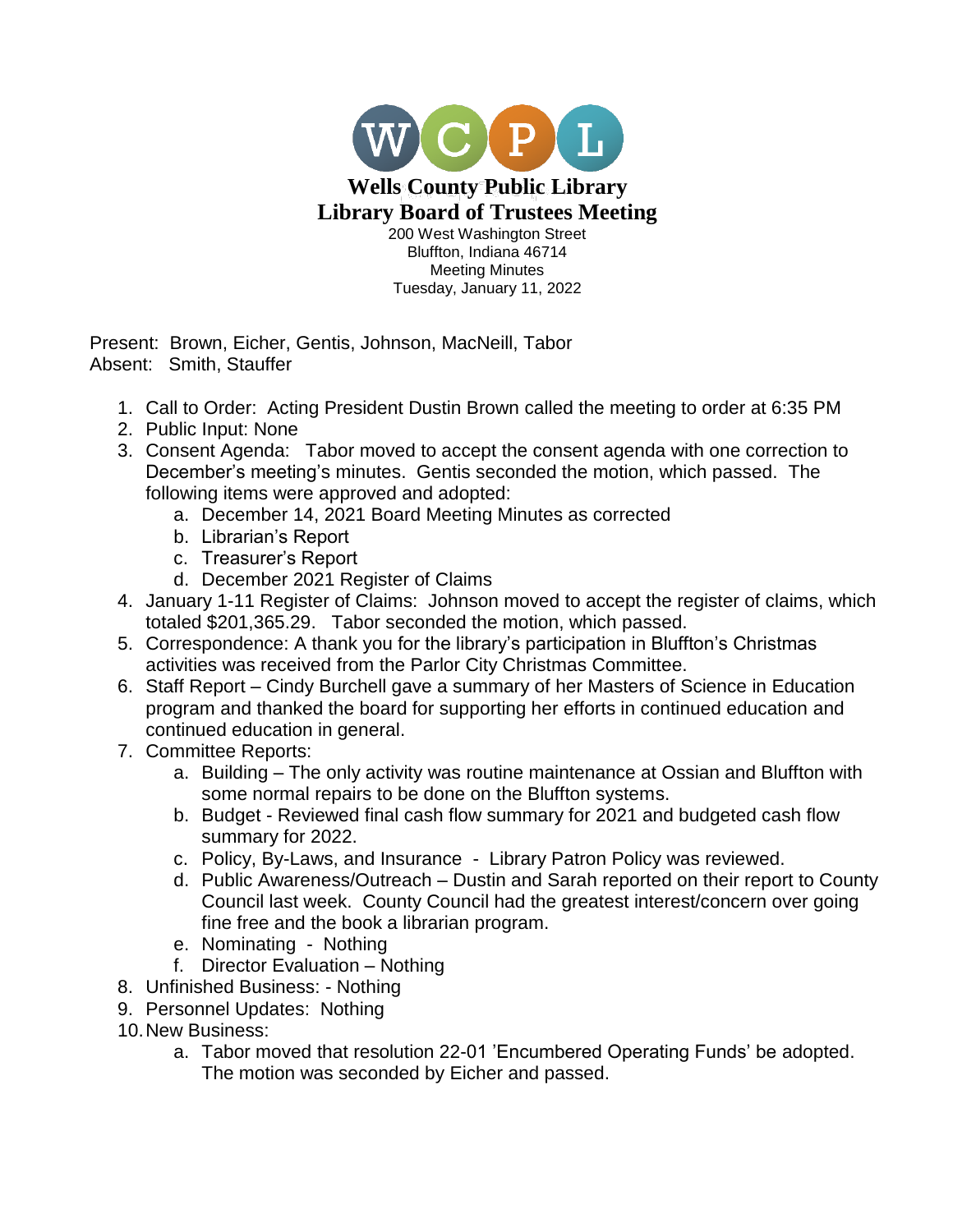WCPL

# Wells County Public Library
# Library Board of Trustees Meeting

200 West Washington Street
Bluffton, Indiana 46714
Meeting Minutes
Tuesday, January 11, 2022

Present: Brown, Eicher, Gentis, Johnson, MacNeill, Tabor
Absent: Smith, Stauffer

1. Call to Order: Acting President Dustin Brown called the meeting to order at 6:35 PM
2. Public Input: None
3. Consent Agenda: Tabor moved to accept the consent agenda with one correction to December's meeting's minutes. Gentis seconded the motion, which passed. The following items were approved and adopted:
    a. December 14, 2021 Board Meeting Minutes as corrected
    b. Librarian's Report
    c. Treasurer's Report
    d. December 2021 Register of Claims
4. January 1-11 Register of Claims: Johnson moved to accept the register of claims, which totaled $201,365.29. Tabor seconded the motion, which passed.
5. Correspondence: A thank you for the library's participation in Bluffton's Christmas activities was received from the Parlor City Christmas Committee.
6. Staff Report – Cindy Burchell gave a summary of her Masters of Science in Education program and thanked the board for supporting her efforts in continued education and continued education in general.
7. Committee Reports:
    a. Building – The only activity was routine maintenance at Ossian and Bluffton with some normal repairs to be done on the Bluffton systems.
    b. Budget - Reviewed final cash flow summary for 2021 and budgeted cash flow summary for 2022.
    c. Policy, By-Laws, and Insurance - Library Patron Policy was reviewed.
    d. Public Awareness/Outreach – Dustin and Sarah reported on their report to County Council last week. County Council had the greatest interest/concern over going fine free and the book a librarian program.
    e. Nominating - Nothing
    f. Director Evaluation – Nothing
8. Unfinished Business: - Nothing
9. Personnel Updates: Nothing
10. New Business:
    a. Tabor moved that resolution 22-01 'Encumbered Operating Funds' be adopted. The motion was seconded by Eicher and passed.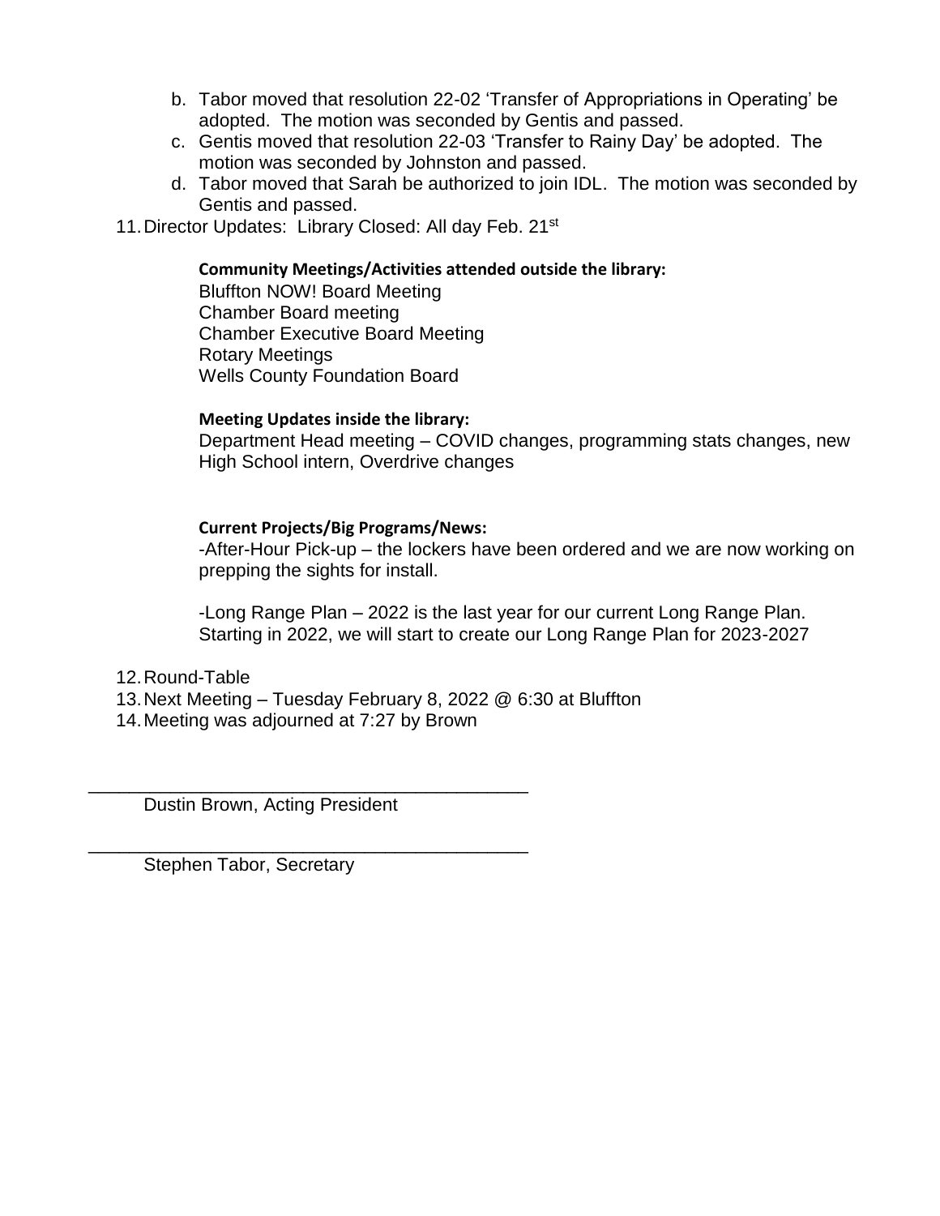b. Tabor moved that resolution 22-02 'Transfer of Appropriations in Operating' be adopted. The motion was seconded by Gentis and passed.
c. Gentis moved that resolution 22-03 'Transfer to Rainy Day' be adopted. The motion was seconded by Johnston and passed.
d. Tabor moved that Sarah be authorized to join IDL. The motion was seconded by Gentis and passed.

11. Director Updates: Library Closed: All day Feb. 21st

**Community Meetings/Activities attended outside the library:**
Bluffton NOW! Board Meeting
Chamber Board meeting
Chamber Executive Board Meeting
Rotary Meetings
Wells County Foundation Board

**Meeting Updates inside the library:**
Department Head meeting – COVID changes, programming stats changes, new High School intern, Overdrive changes

**Current Projects/Big Programs/News:**
-After-Hour Pick-up – the lockers have been ordered and we are now working on prepping the sights for install.

-Long Range Plan – 2022 is the last year for our current Long Range Plan. Starting in 2022, we will start to create our Long Range Plan for 2023-2027

12. Round-Table
13. Next Meeting – Tuesday February 8, 2022 @ 6:30 at Bluffton
14. Meeting was adjourned at 7:27 by Brown

\_\_\_\_\_\_\_\_\_\_\_\_\_\_\_\_\_\_\_\_\_\_\_\_\_\_\_\_\_\_\_\_\_\_\_\_\_\_\_\_\_\_\_\_
Dustin Brown, Acting President

\_\_\_\_\_\_\_\_\_\_\_\_\_\_\_\_\_\_\_\_\_\_\_\_\_\_\_\_\_\_\_\_\_\_\_\_\_\_\_\_\_\_\_\_
Stephen Tabor, Secretary